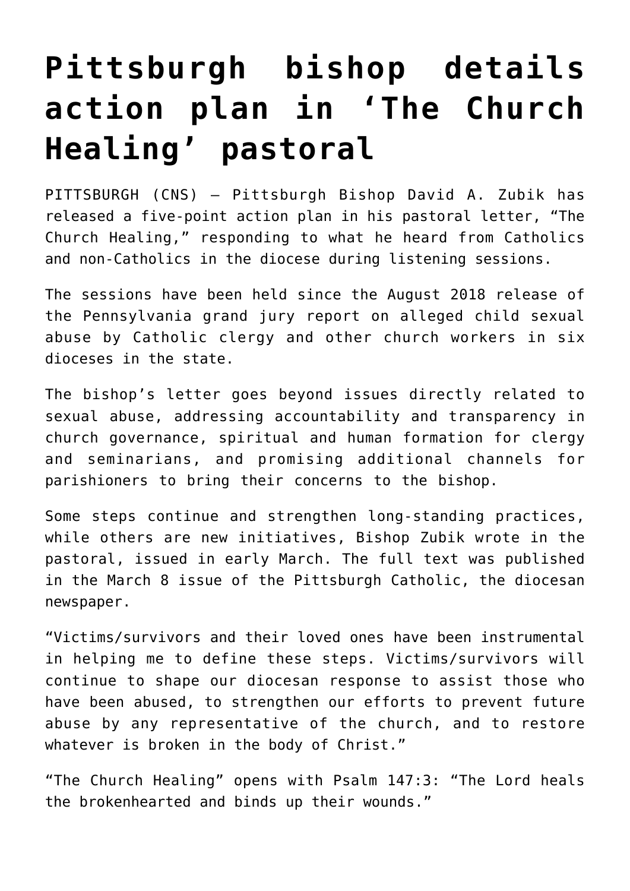# Pittsburgh bishop details action plan in 'The Church Healing' pastoral

PITTSBURGH (CNS) — Pittsburgh Bishop David A. Zubik has released a five-point action plan in his pastoral letter, "The Church Healing," responding to what he heard from Catholics and non-Catholics in the diocese during listening sessions.

The sessions have been held since the August 2018 release of the Pennsylvania grand jury report on alleged child sexual abuse by Catholic clergy and other church workers in six dioceses in the state.

The bishop's letter goes beyond issues directly related to sexual abuse, addressing accountability and transparency in church governance, spiritual and human formation for clergy and seminarians, and promising additional channels for parishioners to bring their concerns to the bishop.

Some steps continue and strengthen long-standing practices, while others are new initiatives, Bishop Zubik wrote in the pastoral, issued in early March. The full text was published in the March 8 issue of the Pittsburgh Catholic, the diocesan newspaper.

"Victims/survivors and their loved ones have been instrumental in helping me to define these steps. Victims/survivors will continue to shape our diocesan response to assist those who have been abused, to strengthen our efforts to prevent future abuse by any representative of the church, and to restore whatever is broken in the body of Christ."

"The Church Healing" opens with Psalm 147:3: "The Lord heals the brokenhearted and binds up their wounds."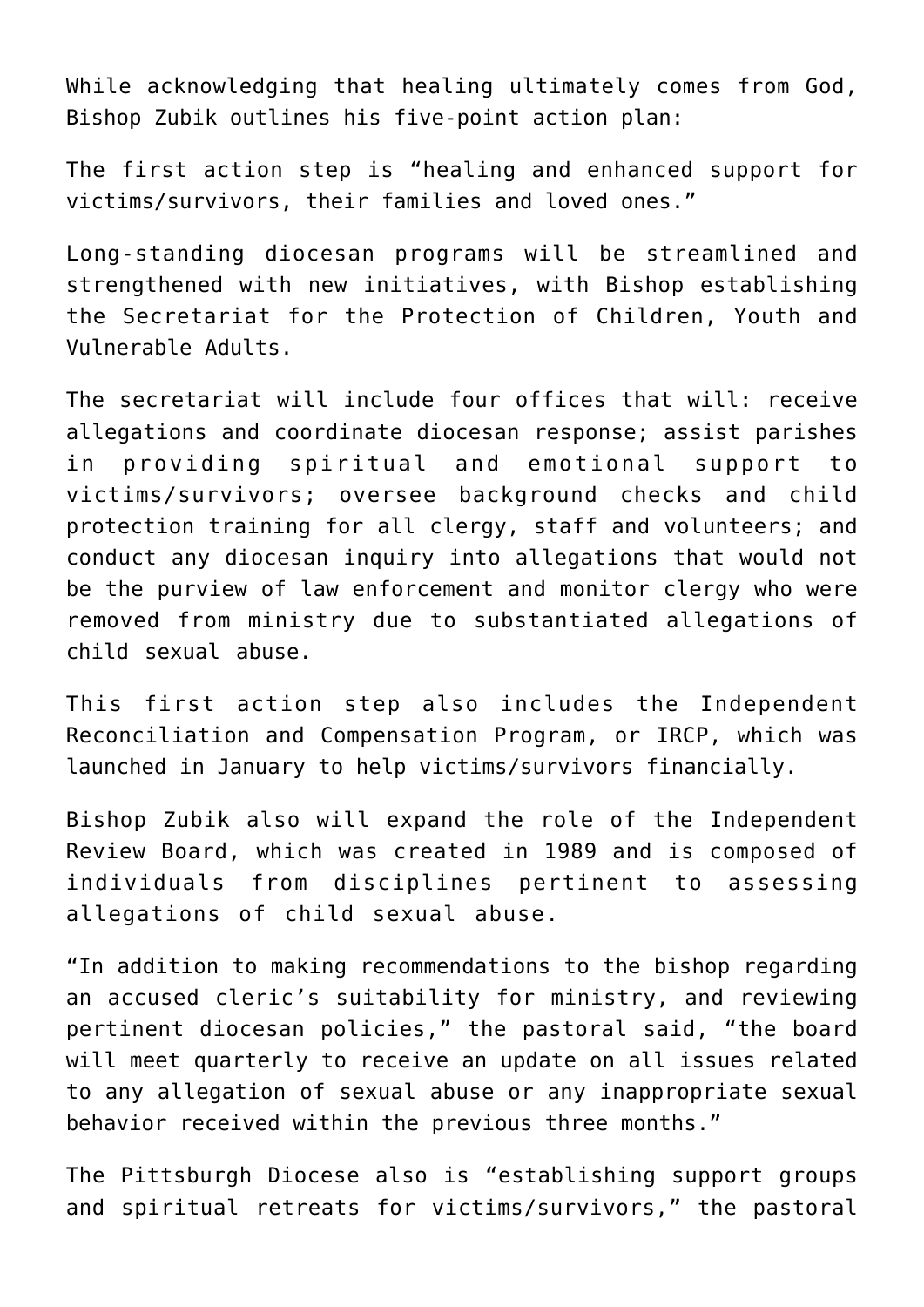While acknowledging that healing ultimately comes from God, Bishop Zubik outlines his five-point action plan:

The first action step is “healing and enhanced support for victims/survivors, their families and loved ones.”

Long-standing diocesan programs will be streamlined and strengthened with new initiatives, with Bishop establishing the Secretariat for the Protection of Children, Youth and Vulnerable Adults.

The secretariat will include four offices that will: receive allegations and coordinate diocesan response; assist parishes in providing spiritual and emotional support to victims/survivors; oversee background checks and child protection training for all clergy, staff and volunteers; and conduct any diocesan inquiry into allegations that would not be the purview of law enforcement and monitor clergy who were removed from ministry due to substantiated allegations of child sexual abuse.

This first action step also includes the Independent Reconciliation and Compensation Program, or IRCP, which was launched in January to help victims/survivors financially.

Bishop Zubik also will expand the role of the Independent Review Board, which was created in 1989 and is composed of individuals from disciplines pertinent to assessing allegations of child sexual abuse.

“In addition to making recommendations to the bishop regarding an accused cleric’s suitability for ministry, and reviewing pertinent diocesan policies,” the pastoral said, “the board will meet quarterly to receive an update on all issues related to any allegation of sexual abuse or any inappropriate sexual behavior received within the previous three months.”

The Pittsburgh Diocese also is “establishing support groups and spiritual retreats for victims/survivors,” the pastoral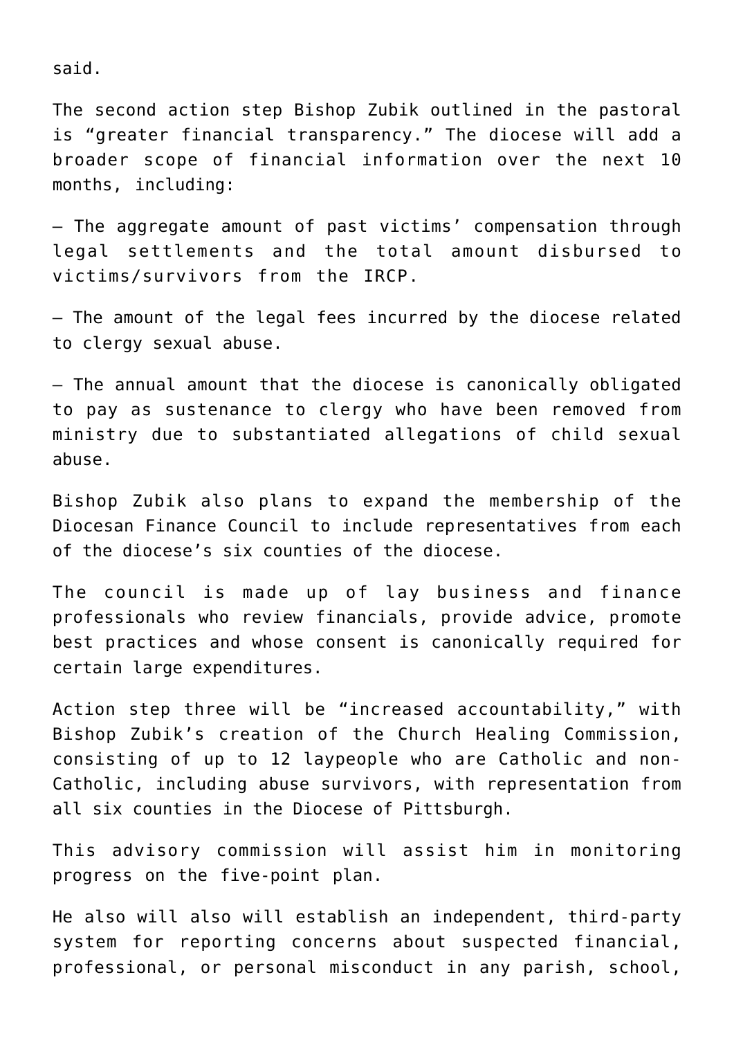said.

The second action step Bishop Zubik outlined in the pastoral is “greater financial transparency.” The diocese will add a broader scope of financial information over the next 10 months, including:

– The aggregate amount of past victims’ compensation through legal settlements and the total amount disbursed to victims/survivors from the IRCP.

– The amount of the legal fees incurred by the diocese related to clergy sexual abuse.

– The annual amount that the diocese is canonically obligated to pay as sustenance to clergy who have been removed from ministry due to substantiated allegations of child sexual abuse.

Bishop Zubik also plans to expand the membership of the Diocesan Finance Council to include representatives from each of the diocese’s six counties of the diocese.

The council is made up of lay business and finance professionals who review financials, provide advice, promote best practices and whose consent is canonically required for certain large expenditures.

Action step three will be “increased accountability,” with Bishop Zubik’s creation of the Church Healing Commission, consisting of up to 12 laypeople who are Catholic and non-Catholic, including abuse survivors, with representation from all six counties in the Diocese of Pittsburgh.

This advisory commission will assist him in monitoring progress on the five-point plan.

He also will also will establish an independent, third-party system for reporting concerns about suspected financial, professional, or personal misconduct in any parish, school,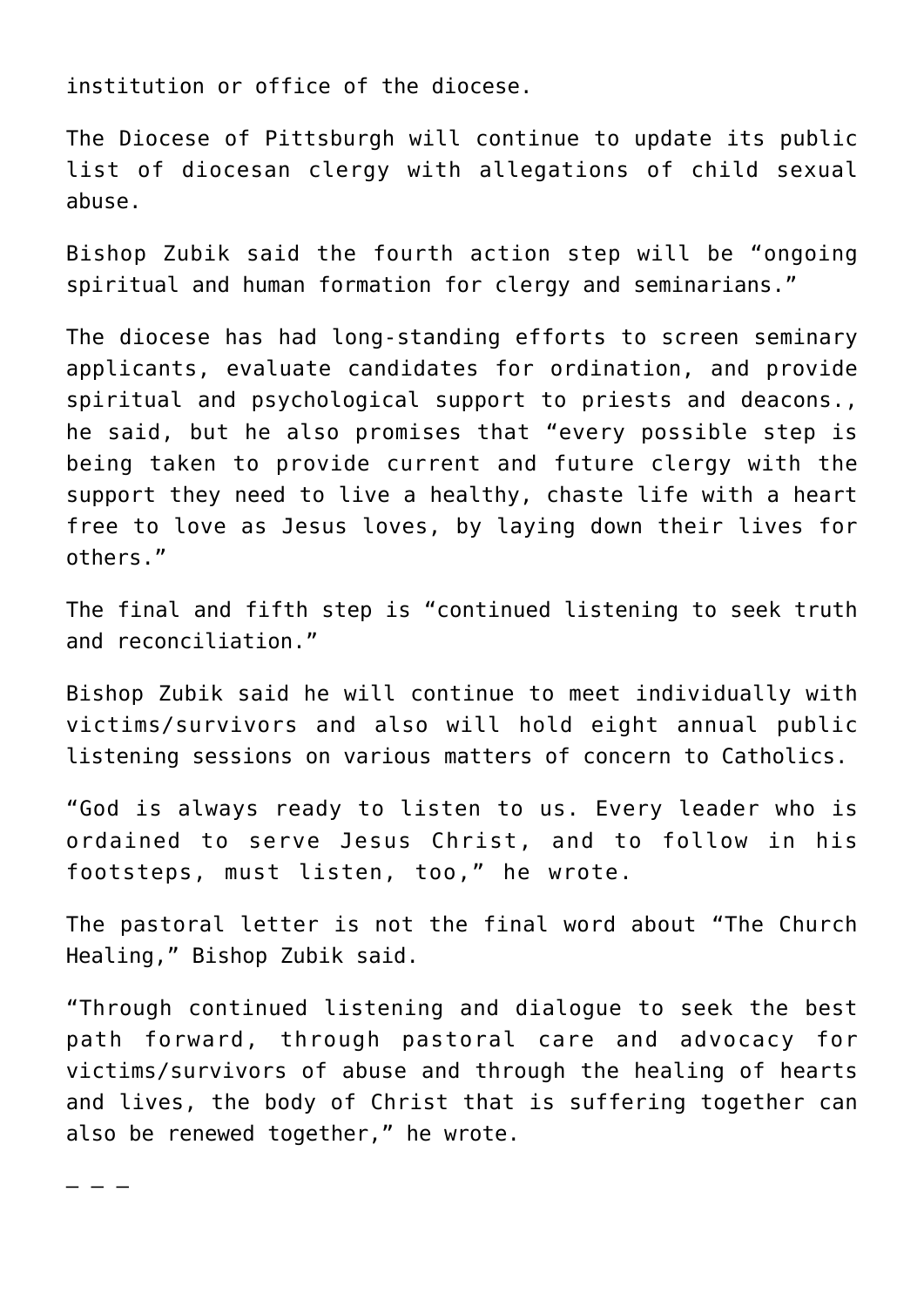institution or office of the diocese.

The Diocese of Pittsburgh will continue to update its public list of diocesan clergy with allegations of child sexual abuse.

Bishop Zubik said the fourth action step will be "ongoing spiritual and human formation for clergy and seminarians."

The diocese has had long-standing efforts to screen seminary applicants, evaluate candidates for ordination, and provide spiritual and psychological support to priests and deacons., he said, but he also promises that "every possible step is being taken to provide current and future clergy with the support they need to live a healthy, chaste life with a heart free to love as Jesus loves, by laying down their lives for others."

The final and fifth step is "continued listening to seek truth and reconciliation."

Bishop Zubik said he will continue to meet individually with victims/survivors and also will hold eight annual public listening sessions on various matters of concern to Catholics.

"God is always ready to listen to us. Every leader who is ordained to serve Jesus Christ, and to follow in his footsteps, must listen, too," he wrote.

The pastoral letter is not the final word about "The Church Healing," Bishop Zubik said.

"Through continued listening and dialogue to seek the best path forward, through pastoral care and advocacy for victims/survivors of abuse and through the healing of hearts and lives, the body of Christ that is suffering together can also be renewed together," he wrote.

– – –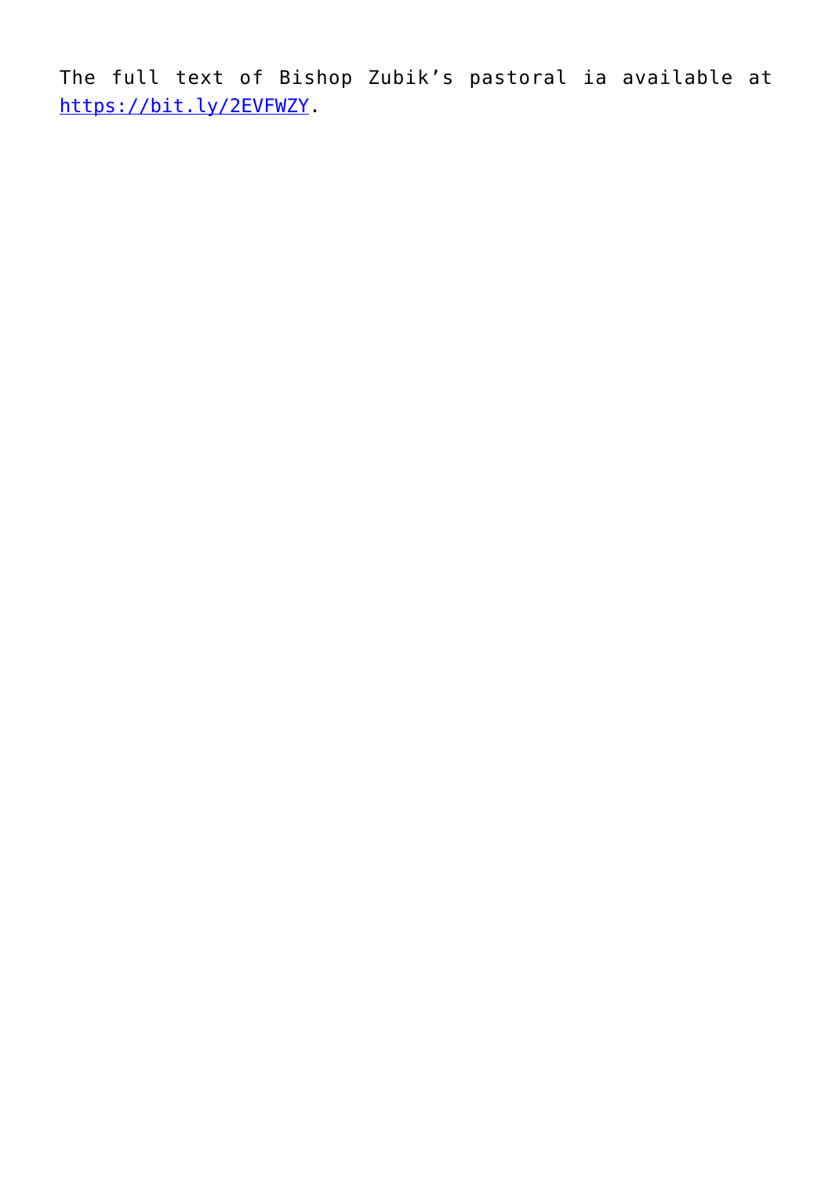The full text of Bishop Zubik's pastoral ia available at [https://bit.ly/2EVFWZY](https://bit.ly/2EVFWZY).